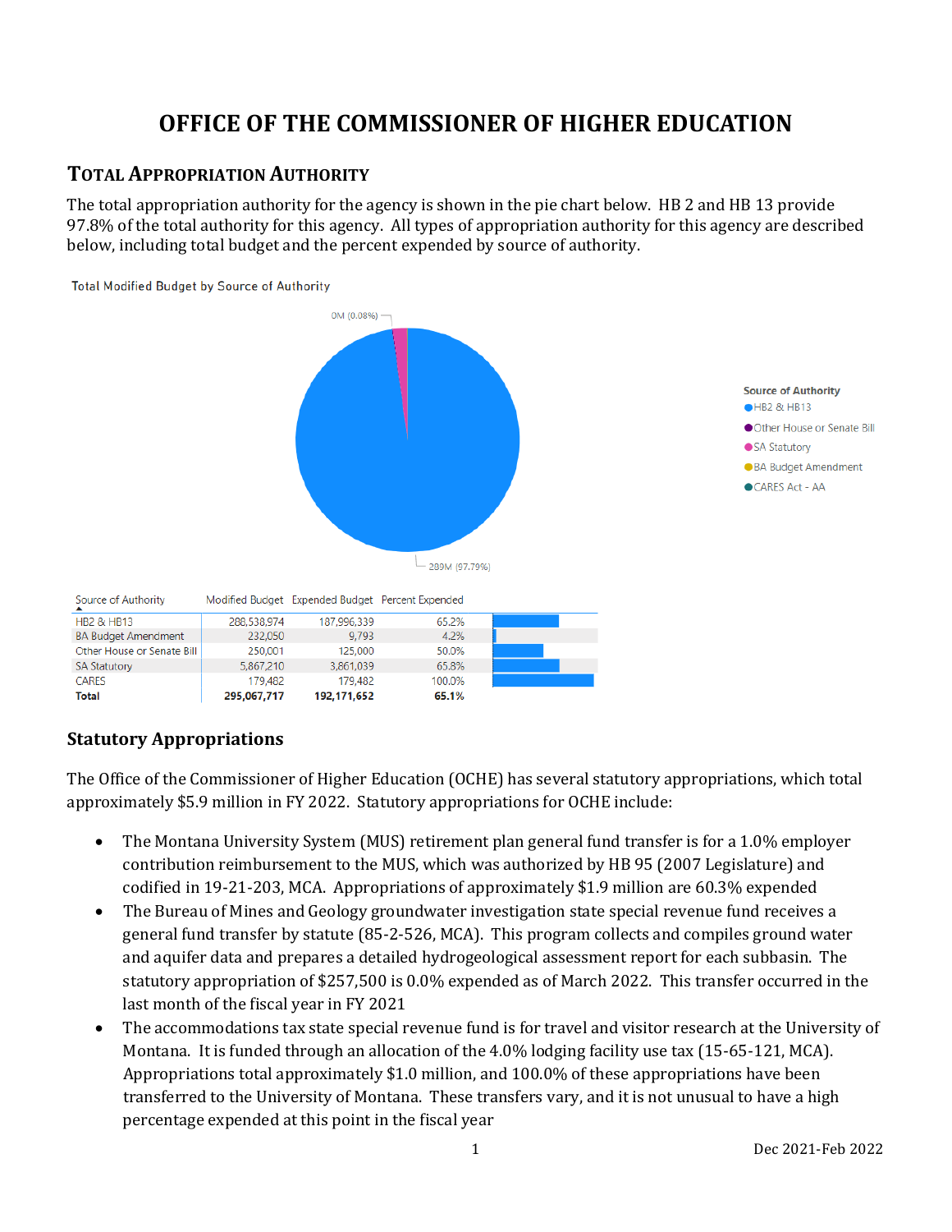# OFFICE OF THE COMMISSIONER OF HIGHER EDUCATION

## TOTAL APPROPRIATION AUTHORITY

The total appropriation authority for the agency is shown in the pie chart below. HB 2 and HB 13 provide 97.8% of the total authority for this agency. All types of appropriation authority for this agency are described below, including total budget and the percent expended by source of authority.

Total Modified Budget by Source of Authority

0M (0.08%)

289M (97.79%)

Source of Authority
- HB2 & HB13
- Other House or Senate Bill
- SA Statutory
- BA Budget Amendment
- CARES Act - AA

| Source of Authority | Modified Budget | Expended Budget | Percent Expended |
|---|---|---|---|
| HB2 & HB13 | 288,538,974 | 187,996,339 | 65.2% |
| BA Budget Amendment | 232,050 | 9,793 | 4.2% |
| Other House or Senate Bill | 250,001 | 125,000 | 50.0% |
| SA Statutory | 5,867,210 | 3,861,039 | 65.8% |
| CARES | 179,482 | 179,482 | 100.0% |
| **Total** | **295,067,717** | **192,171,652** | **65.1%** |

### Statutory Appropriations

The Office of the Commissioner of Higher Education (OCHE) has several statutory appropriations, which total approximately $5.9 million in FY 2022. Statutory appropriations for OCHE include:

- The Montana University System (MUS) retirement plan general fund transfer is for a 1.0% employer contribution reimbursement to the MUS, which was authorized by HB 95 (2007 Legislature) and codified in 19-21-203, MCA. Appropriations of approximately $1.9 million are 60.3% expended
- The Bureau of Mines and Geology groundwater investigation state special revenue fund receives a general fund transfer by statute (85-2-526, MCA). This program collects and compiles ground water and aquifer data and prepares a detailed hydrogeological assessment report for each subbasin. The statutory appropriation of $257,500 is 0.0% expended as of March 2022. This transfer occurred in the last month of the fiscal year in FY 2021
- The accommodations tax state special revenue fund is for travel and visitor research at the University of Montana. It is funded through an allocation of the 4.0% lodging facility use tax (15-65-121, MCA). Appropriations total approximately $1.0 million, and 100.0% of these appropriations have been transferred to the University of Montana. These transfers vary, and it is not unusual to have a high percentage expended at this point in the fiscal year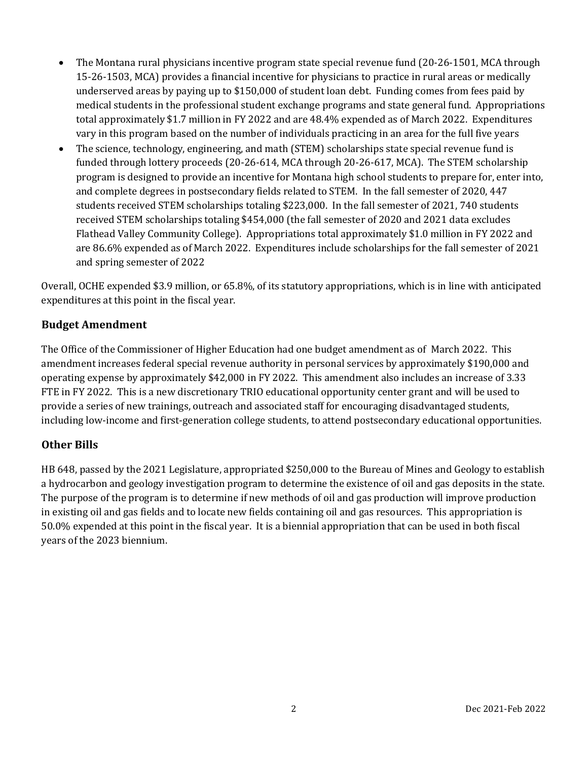- The Montana rural physicians incentive program state special revenue fund (20-26-1501, MCA through 15-26-1503, MCA) provides a financial incentive for physicians to practice in rural areas or medically underserved areas by paying up to $150,000 of student loan debt. Funding comes from fees paid by medical students in the professional student exchange programs and state general fund. Appropriations total approximately $1.7 million in FY 2022 and are 48.4% expended as of March 2022. Expenditures vary in this program based on the number of individuals practicing in an area for the full five years
- The science, technology, engineering, and math (STEM) scholarships state special revenue fund is funded through lottery proceeds (20-26-614, MCA through 20-26-617, MCA). The STEM scholarship program is designed to provide an incentive for Montana high school students to prepare for, enter into, and complete degrees in postsecondary fields related to STEM. In the fall semester of 2020, 447 students received STEM scholarships totaling $223,000. In the fall semester of 2021, 740 students received STEM scholarships totaling $454,000 (the fall semester of 2020 and 2021 data excludes Flathead Valley Community College). Appropriations total approximately $1.0 million in FY 2022 and are 86.6% expended as of March 2022. Expenditures include scholarships for the fall semester of 2021 and spring semester of 2022

Overall, OCHE expended $3.9 million, or 65.8%, of its statutory appropriations, which is in line with anticipated expenditures at this point in the fiscal year.

## Budget Amendment

The Office of the Commissioner of Higher Education had one budget amendment as of March 2022. This amendment increases federal special revenue authority in personal services by approximately $190,000 and operating expense by approximately $42,000 in FY 2022. This amendment also includes an increase of 3.33 FTE in FY 2022. This is a new discretionary TRIO educational opportunity center grant and will be used to provide a series of new trainings, outreach and associated staff for encouraging disadvantaged students, including low-income and first-generation college students, to attend postsecondary educational opportunities.

## Other Bills

HB 648, passed by the 2021 Legislature, appropriated $250,000 to the Bureau of Mines and Geology to establish a hydrocarbon and geology investigation program to determine the existence of oil and gas deposits in the state. The purpose of the program is to determine if new methods of oil and gas production will improve production in existing oil and gas fields and to locate new fields containing oil and gas resources. This appropriation is 50.0% expended at this point in the fiscal year. It is a biennial appropriation that can be used in both fiscal years of the 2023 biennium.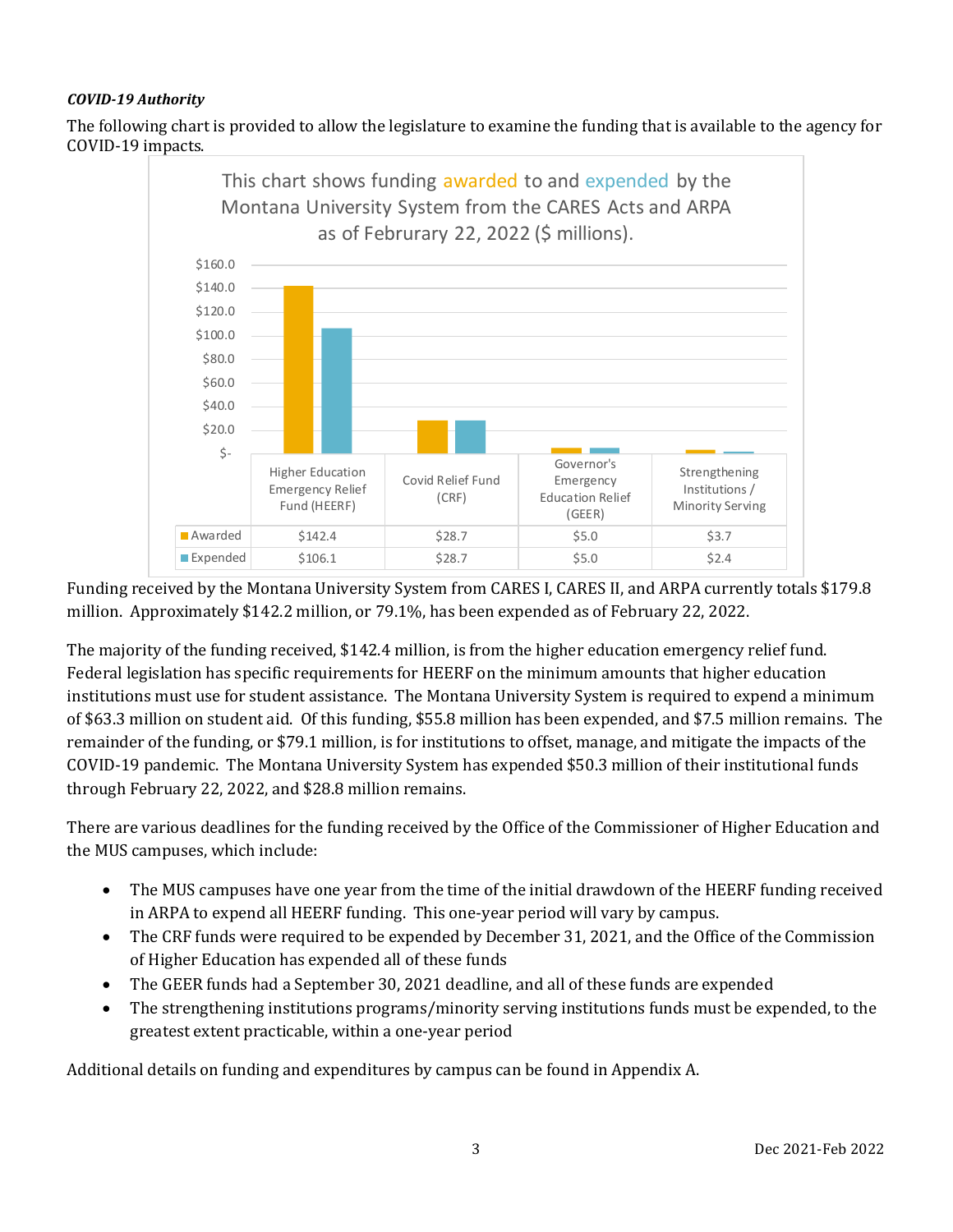***COVID-19 Authority***

The following chart is provided to allow the legislature to examine the funding that is available to the agency for COVID-19 impacts.

This chart shows funding awarded to and expended by the Montana University System from the CARES Acts and ARPA as of Februrary 22, 2022 ($ millions).

| | Higher Education Emergency Relief Fund (HEERF) | Covid Relief Fund (CRF) | Governor's Emergency Education Relief (GEER) | Strengthening Institutions / Minority Serving |
|---|---|---|---|---|
| Awarded | $142.4 | $28.7 | $5.0 | $3.7 |
| Expended | $106.1 | $28.7 | $5.0 | $2.4 |

Funding received by the Montana University System from CARES I, CARES II, and ARPA currently totals $179.8 million. Approximately $142.2 million, or 79.1%, has been expended as of February 22, 2022.

The majority of the funding received, $142.4 million, is from the higher education emergency relief fund. Federal legislation has specific requirements for HEERF on the minimum amounts that higher education institutions must use for student assistance. The Montana University System is required to expend a minimum of $63.3 million on student aid. Of this funding, $55.8 million has been expended, and $7.5 million remains. The remainder of the funding, or $79.1 million, is for institutions to offset, manage, and mitigate the impacts of the COVID-19 pandemic. The Montana University System has expended $50.3 million of their institutional funds through February 22, 2022, and $28.8 million remains.

There are various deadlines for the funding received by the Office of the Commissioner of Higher Education and the MUS campuses, which include:

- The MUS campuses have one year from the time of the initial drawdown of the HEERF funding received in ARPA to expend all HEERF funding. This one-year period will vary by campus.
- The CRF funds were required to be expended by December 31, 2021, and the Office of the Commission of Higher Education has expended all of these funds
- The GEER funds had a September 30, 2021 deadline, and all of these funds are expended
- The strengthening institutions programs/minority serving institutions funds must be expended, to the greatest extent practicable, within a one-year period

Additional details on funding and expenditures by campus can be found in Appendix A.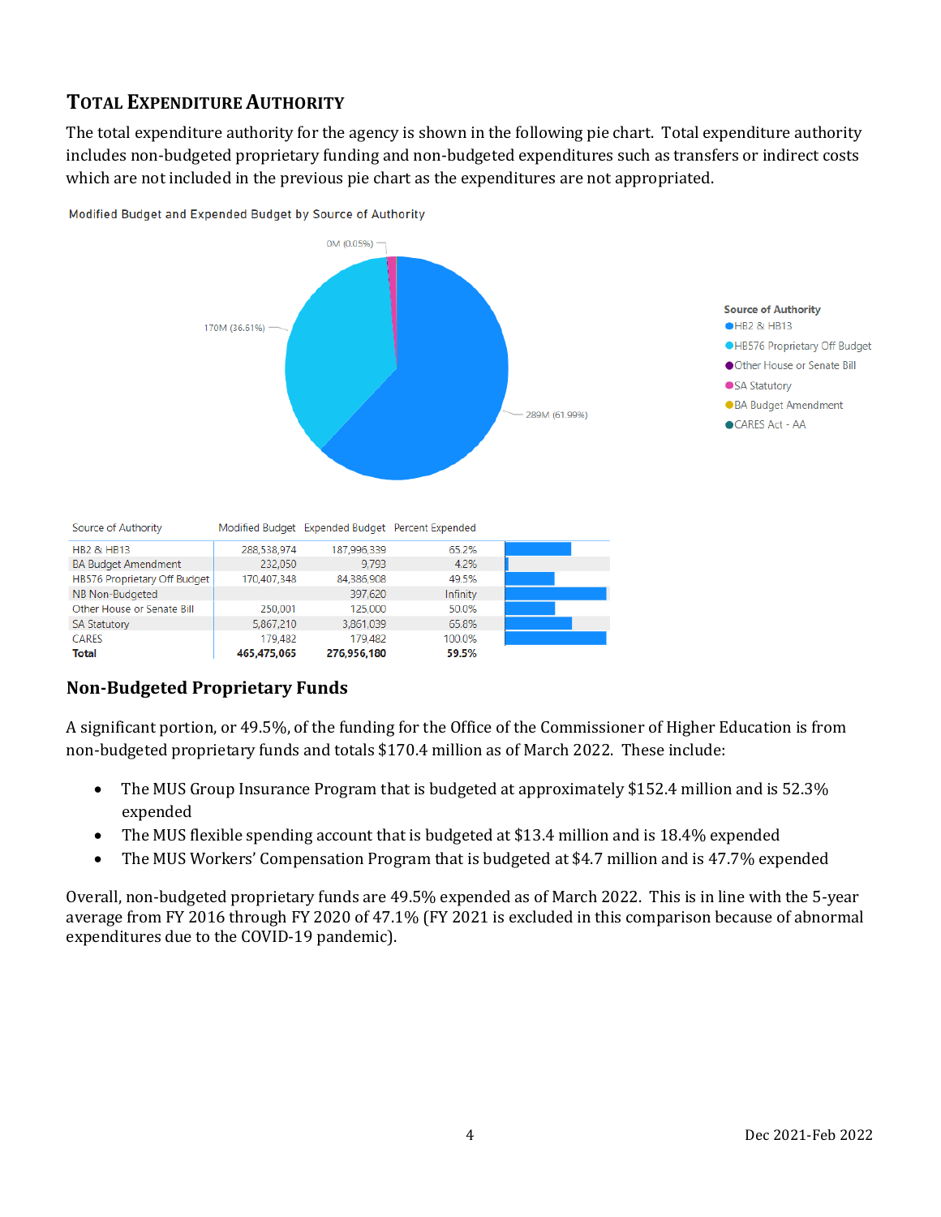## TOTAL EXPENDITURE AUTHORITY

The total expenditure authority for the agency is shown in the following pie chart. Total expenditure authority includes non-budgeted proprietary funding and non-budgeted expenditures such as transfers or indirect costs which are not included in the previous pie chart as the expenditures are not appropriated.

Modified Budget and Expended Budget by Source of Authority

0M (0.05%)

170M (36.61%)

289M (61.99%)

Source of Authority
- HB2 & HB13
- HB576 Proprietary Off Budget
- Other House or Senate Bill
- SA Statutory
- BA Budget Amendment
- CARES Act - AA

| Source of Authority | Modified Budget | Expended Budget | Percent Expended |
|---|---|---|---|
| HB2 & HB13 | 288,538,974 | 187,996,339 | 65.2% |
| BA Budget Amendment | 232,050 | 9,793 | 4.2% |
| HB576 Proprietary Off Budget | 170,407,348 | 84,386,908 | 49.5% |
| NB Non-Budgeted | | 397,620 | Infinity |
| Other House or Senate Bill | 250,001 | 125,000 | 50.0% |
| SA Statutory | 5,867,210 | 3,861,039 | 65.8% |
| CARES | 179,482 | 179,482 | 100.0% |
| **Total** | **465,475,065** | **276,956,180** | **59.5%** |

### Non-Budgeted Proprietary Funds

A significant portion, or 49.5%, of the funding for the Office of the Commissioner of Higher Education is from non-budgeted proprietary funds and totals $170.4 million as of March 2022. These include:

- The MUS Group Insurance Program that is budgeted at approximately $152.4 million and is 52.3% expended
- The MUS flexible spending account that is budgeted at $13.4 million and is 18.4% expended
- The MUS Workers' Compensation Program that is budgeted at $4.7 million and is 47.7% expended

Overall, non-budgeted proprietary funds are 49.5% expended as of March 2022. This is in line with the 5-year average from FY 2016 through FY 2020 of 47.1% (FY 2021 is excluded in this comparison because of abnormal expenditures due to the COVID-19 pandemic).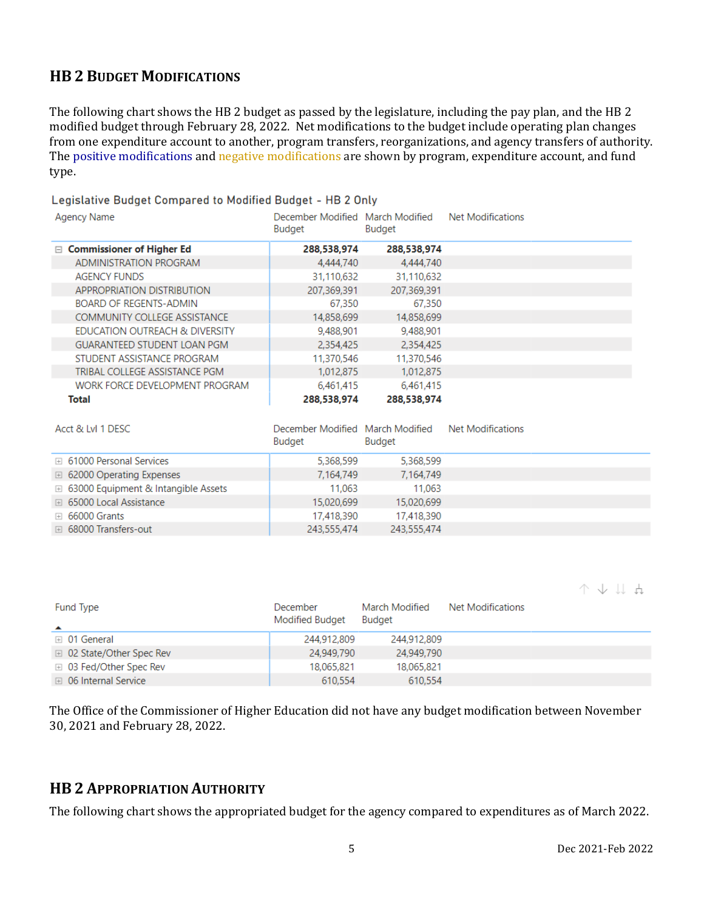## HB 2 Budget Modifications

The following chart shows the HB 2 budget as passed by the legislature, including the pay plan, and the HB 2 modified budget through February 28, 2022. Net modifications to the budget include operating plan changes from one expenditure account to another, program transfers, reorganizations, and agency transfers of authority. The positive modifications and negative modifications are shown by program, expenditure account, and fund type.

Legislative Budget Compared to Modified Budget - HB 2 Only

| Agency Name | December Modified Budget | March Modified Budget | Net Modifications |
|---|---|---|---|
| **Commissioner of Higher Ed** | **288,538,974** | **288,538,974** | |
| ADMINISTRATION PROGRAM | 4,444,740 | 4,444,740 | |
| AGENCY FUNDS | 31,110,632 | 31,110,632 | |
| APPROPRIATION DISTRIBUTION | 207,369,391 | 207,369,391 | |
| BOARD OF REGENTS-ADMIN | 67,350 | 67,350 | |
| COMMUNITY COLLEGE ASSISTANCE | 14,858,699 | 14,858,699 | |
| EDUCATION OUTREACH & DIVERSITY | 9,488,901 | 9,488,901 | |
| GUARANTEED STUDENT LOAN PGM | 2,354,425 | 2,354,425 | |
| STUDENT ASSISTANCE PROGRAM | 11,370,546 | 11,370,546 | |
| TRIBAL COLLEGE ASSISTANCE PGM | 1,012,875 | 1,012,875 | |
| WORK FORCE DEVELOPMENT PROGRAM | 6,461,415 | 6,461,415 | |
| **Total** | **288,538,974** | **288,538,974** | |

| Acct & Lvl 1 DESC | December Modified Budget | March Modified Budget | Net Modifications |
|---|---|---|---|
| 61000 Personal Services | 5,368,599 | 5,368,599 | |
| 62000 Operating Expenses | 7,164,749 | 7,164,749 | |
| 63000 Equipment & Intangible Assets | 11,063 | 11,063 | |
| 65000 Local Assistance | 15,020,699 | 15,020,699 | |
| 66000 Grants | 17,418,390 | 17,418,390 | |
| 68000 Transfers-out | 243,555,474 | 243,555,474 | |

| Fund Type | December Modified Budget | March Modified Budget | Net Modifications |
|---|---|---|---|
| 01 General | 244,912,809 | 244,912,809 | |
| 02 State/Other Spec Rev | 24,949,790 | 24,949,790 | |
| 03 Fed/Other Spec Rev | 18,065,821 | 18,065,821 | |
| 06 Internal Service | 610,554 | 610,554 | |

The Office of the Commissioner of Higher Education did not have any budget modification between November 30, 2021 and February 28, 2022.

## HB 2 Appropriation Authority

The following chart shows the appropriated budget for the agency compared to expenditures as of March 2022.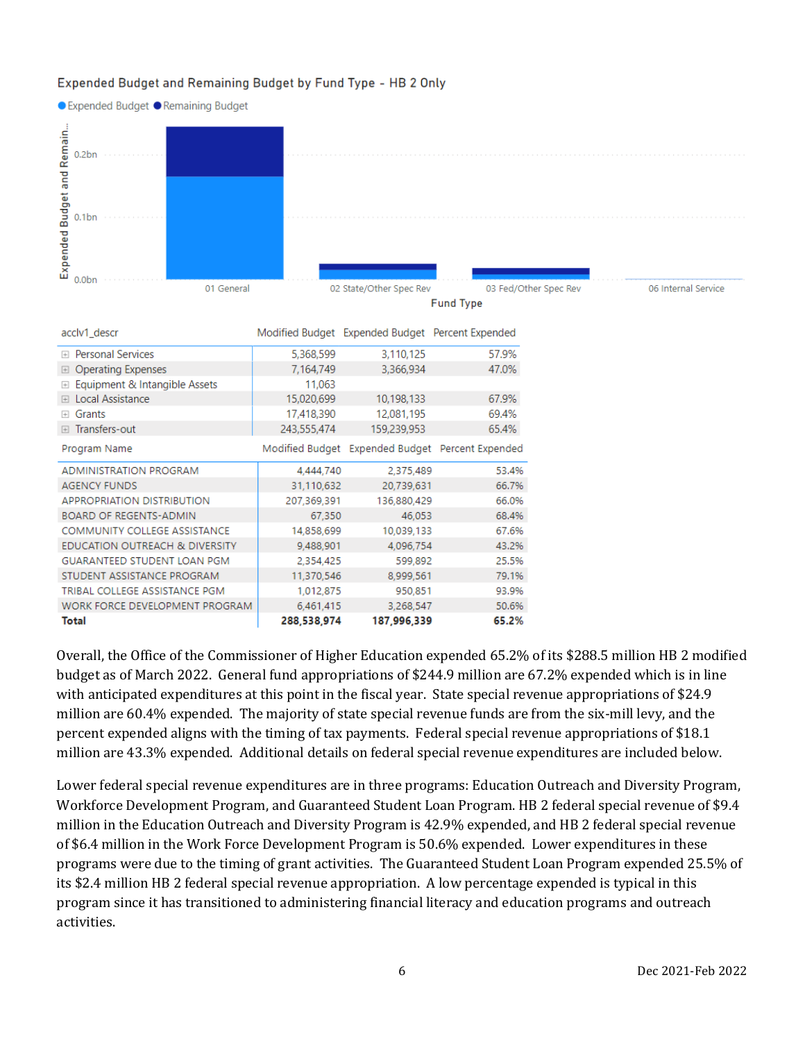Expended Budget and Remaining Budget by Fund Type - HB 2 Only

| acclv1_descr | Modified Budget | Expended Budget | Percent Expended |
|---|---|---|---|
| Personal Services | 5,368,599 | 3,110,125 | 57.9% |
| Operating Expenses | 7,164,749 | 3,366,934 | 47.0% |
| Equipment & Intangible Assets | 11,063 | | |
| Local Assistance | 15,020,699 | 10,198,133 | 67.9% |
| Grants | 17,418,390 | 12,081,195 | 69.4% |
| Transfers-out | 243,555,474 | 159,239,953 | 65.4% |

| Program Name | Modified Budget | Expended Budget | Percent Expended |
|---|---|---|---|
| ADMINISTRATION PROGRAM | 4,444,740 | 2,375,489 | 53.4% |
| AGENCY FUNDS | 31,110,632 | 20,739,631 | 66.7% |
| APPROPRIATION DISTRIBUTION | 207,369,391 | 136,880,429 | 66.0% |
| BOARD OF REGENTS-ADMIN | 67,350 | 46,053 | 68.4% |
| COMMUNITY COLLEGE ASSISTANCE | 14,858,699 | 10,039,133 | 67.6% |
| EDUCATION OUTREACH & DIVERSITY | 9,488,901 | 4,096,754 | 43.2% |
| GUARANTEED STUDENT LOAN PGM | 2,354,425 | 599,892 | 25.5% |
| STUDENT ASSISTANCE PROGRAM | 11,370,546 | 8,999,561 | 79.1% |
| TRIBAL COLLEGE ASSISTANCE PGM | 1,012,875 | 950,851 | 93.9% |
| WORK FORCE DEVELOPMENT PROGRAM | 6,461,415 | 3,268,547 | 50.6% |
| **Total** | **288,538,974** | **187,996,339** | **65.2%** |

Overall, the Office of the Commissioner of Higher Education expended 65.2% of its $288.5 million HB 2 modified budget as of March 2022. General fund appropriations of $244.9 million are 67.2% expended which is in line with anticipated expenditures at this point in the fiscal year. State special revenue appropriations of $24.9 million are 60.4% expended. The majority of state special revenue funds are from the six-mill levy, and the percent expended aligns with the timing of tax payments. Federal special revenue appropriations of $18.1 million are 43.3% expended. Additional details on federal special revenue expenditures are included below.

Lower federal special revenue expenditures are in three programs: Education Outreach and Diversity Program, Workforce Development Program, and Guaranteed Student Loan Program. HB 2 federal special revenue of $9.4 million in the Education Outreach and Diversity Program is 42.9% expended, and HB 2 federal special revenue of $6.4 million in the Work Force Development Program is 50.6% expended. Lower expenditures in these programs were due to the timing of grant activities. The Guaranteed Student Loan Program expended 25.5% of its $2.4 million HB 2 federal special revenue appropriation. A low percentage expended is typical in this program since it has transitioned to administering financial literacy and education programs and outreach activities.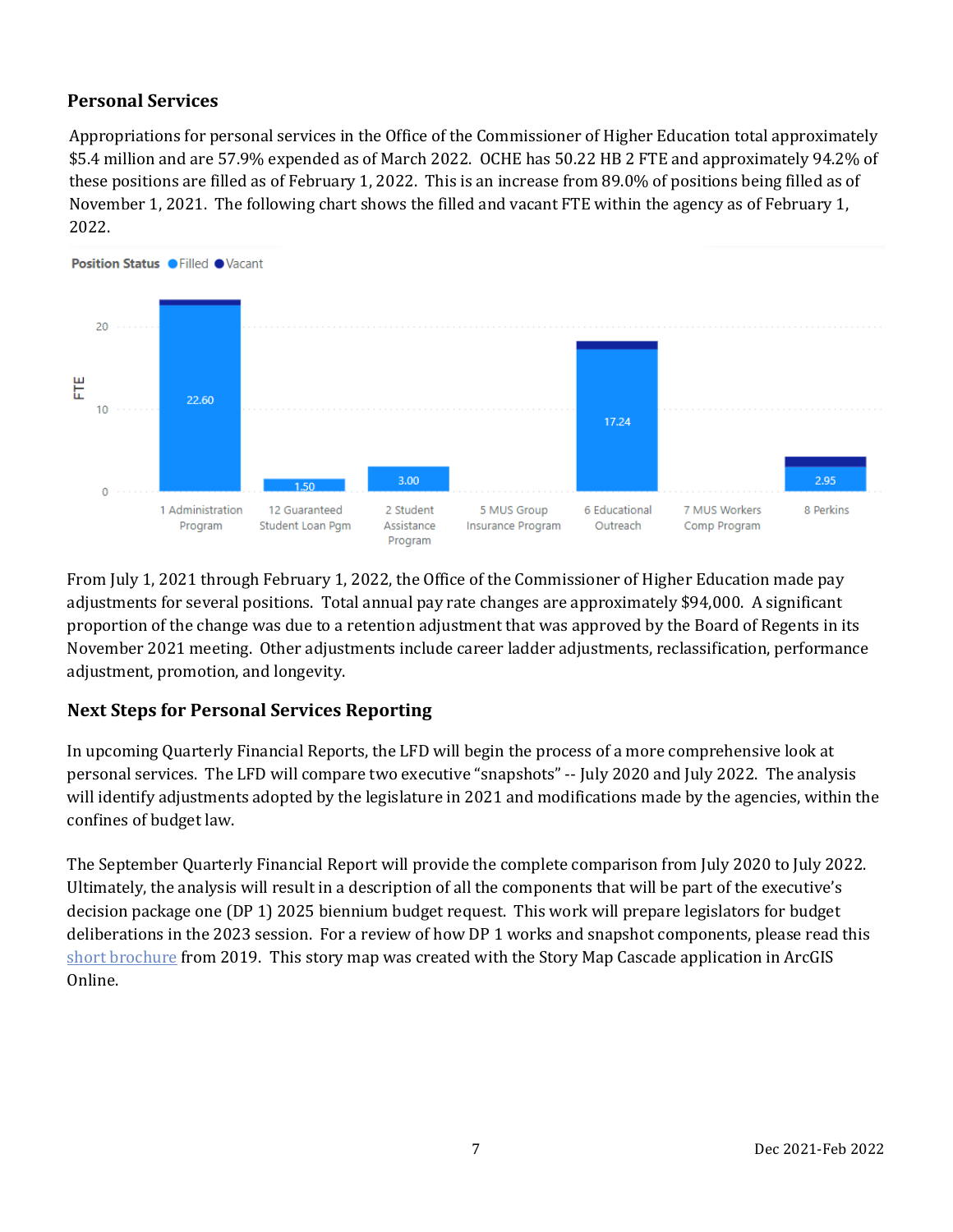## Personal Services

Appropriations for personal services in the Office of the Commissioner of Higher Education total approximately $5.4 million and are 57.9% expended as of March 2022. OCHE has 50.22 HB 2 FTE and approximately 94.2% of these positions are filled as of February 1, 2022. This is an increase from 89.0% of positions being filled as of November 1, 2021. The following chart shows the filled and vacant FTE within the agency as of February 1, 2022.

Position Status ● Filled ● Vacant

| Program | Filled FTE |
|---|---|
| 1 Administration Program | 22.60 |
| 12 Guaranteed Student Loan Pgm | 1.50 |
| 2 Student Assistance Program | 3.00 |
| 5 MUS Group Insurance Program | |
| 6 Educational Outreach | 17.24 |
| 7 MUS Workers Comp Program | |
| 8 Perkins | 2.95 |

From July 1, 2021 through February 1, 2022, the Office of the Commissioner of Higher Education made pay adjustments for several positions. Total annual pay rate changes are approximately $94,000. A significant proportion of the change was due to a retention adjustment that was approved by the Board of Regents in its November 2021 meeting. Other adjustments include career ladder adjustments, reclassification, performance adjustment, promotion, and longevity.

## Next Steps for Personal Services Reporting

In upcoming Quarterly Financial Reports, the LFD will begin the process of a more comprehensive look at personal services. The LFD will compare two executive "snapshots" -- July 2020 and July 2022. The analysis will identify adjustments adopted by the legislature in 2021 and modifications made by the agencies, within the confines of budget law.

The September Quarterly Financial Report will provide the complete comparison from July 2020 to July 2022. Ultimately, the analysis will result in a description of all the components that will be part of the executive's decision package one (DP 1) 2025 biennium budget request. This work will prepare legislators for budget deliberations in the 2023 session. For a review of how DP 1 works and snapshot components, please read this short brochure from 2019. This story map was created with the Story Map Cascade application in ArcGIS Online.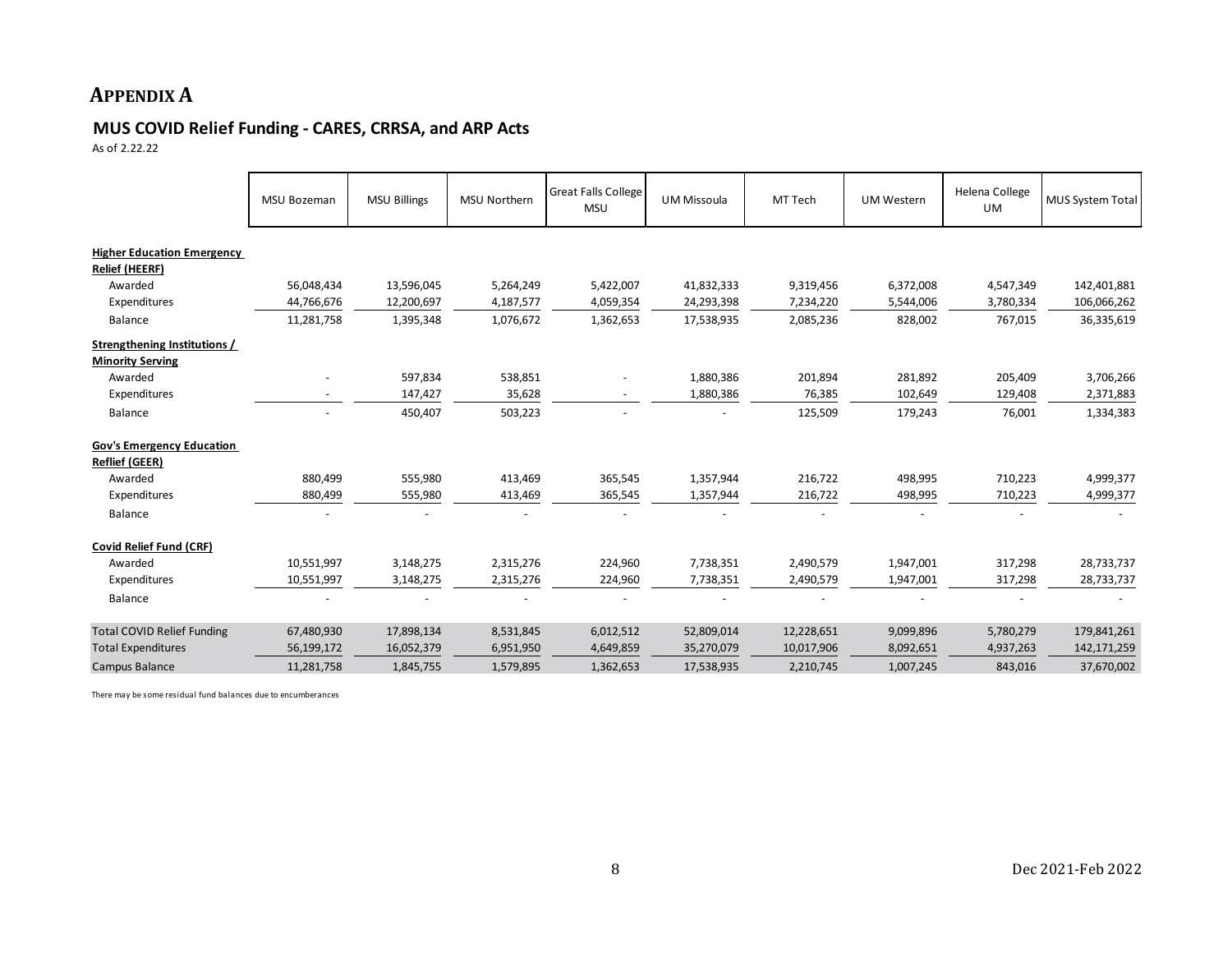# APPENDIX A

## MUS COVID Relief Funding - CARES, CRRSA, and ARP Acts

As of 2.22.22

| | MSU Bozeman | MSU Billings | MSU Northern | Great Falls College MSU | UM Missoula | MT Tech | UM Western | Helena College UM | MUS System Total |
|---|---|---|---|---|---|---|---|---|---|
| **Higher Education Emergency Relief (HEERF)** | | | | | | | | | |
| Awarded | 56,048,434 | 13,596,045 | 5,264,249 | 5,422,007 | 41,832,333 | 9,319,456 | 6,372,008 | 4,547,349 | 142,401,881 |
| Expenditures | 44,766,676 | 12,200,697 | 4,187,577 | 4,059,354 | 24,293,398 | 7,234,220 | 5,544,006 | 3,780,334 | 106,066,262 |
| Balance | 11,281,758 | 1,395,348 | 1,076,672 | 1,362,653 | 17,538,935 | 2,085,236 | 828,002 | 767,015 | 36,335,619 |
| **Strengthening Institutions / Minority Serving** | | | | | | | | | |
| Awarded | - | 597,834 | 538,851 | - | 1,880,386 | 201,894 | 281,892 | 205,409 | 3,706,266 |
| Expenditures | - | 147,427 | 35,628 | - | 1,880,386 | 76,385 | 102,649 | 129,408 | 2,371,883 |
| Balance | - | 450,407 | 503,223 | - | - | 125,509 | 179,243 | 76,001 | 1,334,383 |
| **Gov's Emergency Education Reflief (GEER)** | | | | | | | | | |
| Awarded | 880,499 | 555,980 | 413,469 | 365,545 | 1,357,944 | 216,722 | 498,995 | 710,223 | 4,999,377 |
| Expenditures | 880,499 | 555,980 | 413,469 | 365,545 | 1,357,944 | 216,722 | 498,995 | 710,223 | 4,999,377 |
| Balance | - | - | - | - | - | - | - | - | - |
| **Covid Relief Fund (CRF)** | | | | | | | | | |
| Awarded | 10,551,997 | 3,148,275 | 2,315,276 | 224,960 | 7,738,351 | 2,490,579 | 1,947,001 | 317,298 | 28,733,737 |
| Expenditures | 10,551,997 | 3,148,275 | 2,315,276 | 224,960 | 7,738,351 | 2,490,579 | 1,947,001 | 317,298 | 28,733,737 |
| Balance | - | - | - | - | - | - | - | - | - |
| Total COVID Relief Funding | 67,480,930 | 17,898,134 | 8,531,845 | 6,012,512 | 52,809,014 | 12,228,651 | 9,099,896 | 5,780,279 | 179,841,261 |
| Total Expenditures | 56,199,172 | 16,052,379 | 6,951,950 | 4,649,859 | 35,270,079 | 10,017,906 | 8,092,651 | 4,937,263 | 142,171,259 |
| Campus Balance | 11,281,758 | 1,845,755 | 1,579,895 | 1,362,653 | 17,538,935 | 2,210,745 | 1,007,245 | 843,016 | 37,670,002 |

There may be some residual fund balances due to encumberances